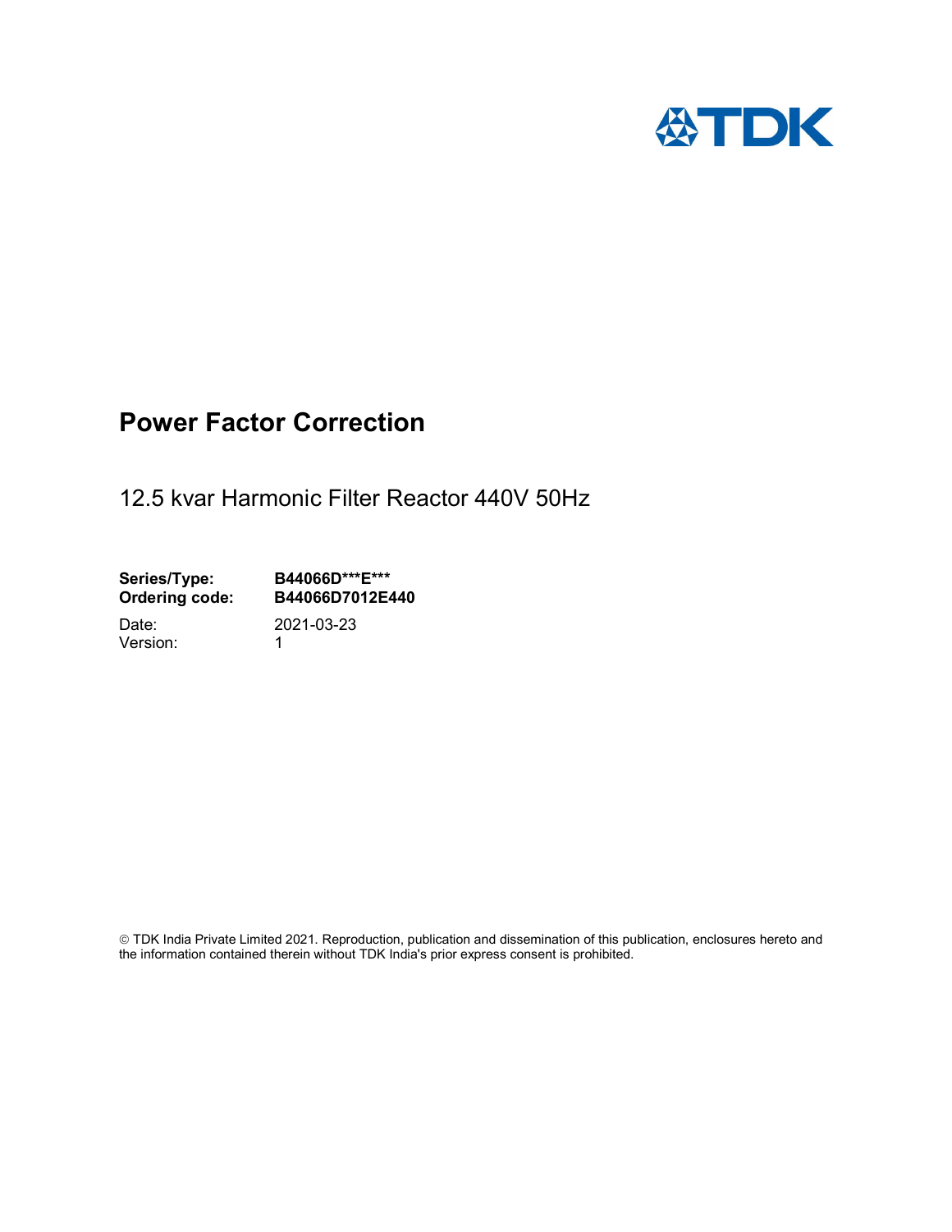TDK

# Power Factor Correction

12.5 kvar Harmonic Filter Reactor 440V 50Hz

**Series/Type:** **B44066D\*\*\*E\*\*\***
**Ordering code:** **B44066D7012E440**

Date: 2021-03-23
Version: 1

© TDK India Private Limited 2021. Reproduction, publication and dissemination of this publication, enclosures hereto and the information contained therein without TDK India's prior express consent is prohibited.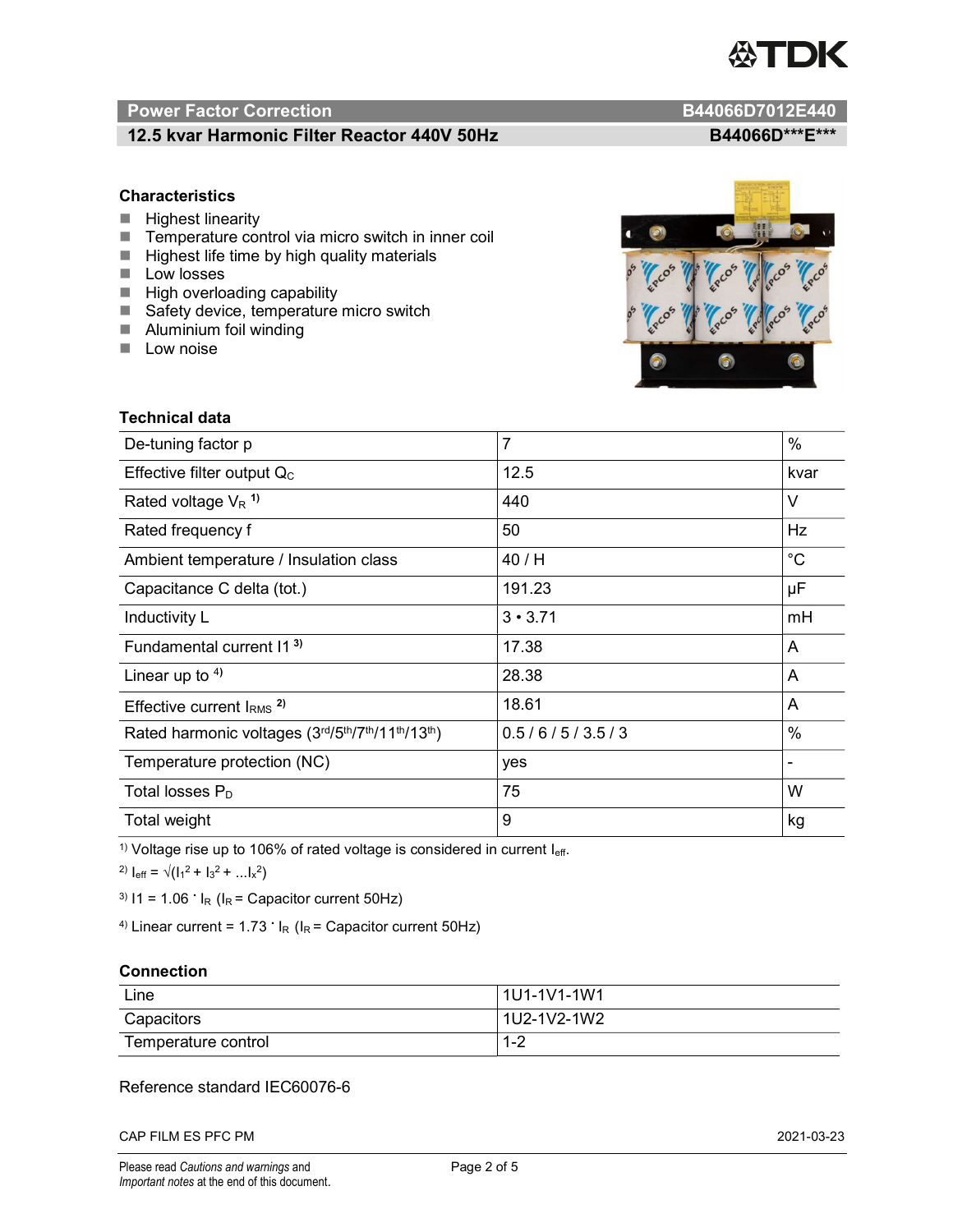# Power Factor Correction — B44066D7012E440

## 12.5 kvar Harmonic Filter Reactor 440V 50Hz — B44066D***E***

### Characteristics

- Highest linearity
- Temperature control via micro switch in inner coil
- Highest life time by high quality materials
- Low losses
- High overloading capability
- Safety device, temperature micro switch
- Aluminium foil winding
- Low noise

### Technical data

| | | |
|---|---|---|
| De-tuning factor p | 7 | % |
| Effective filter output $Q_C$ | 12.5 | kvar |
| Rated voltage $V_R$ [1)] | 440 | V |
| Rated frequency f | 50 | Hz |
| Ambient temperature / Insulation class | 40 / H | °C |
| Capacitance C delta (tot.) | 191.23 | µF |
| Inductivity L | 3 • 3.71 | mH |
| Fundamental current I1 [3)] | 17.38 | A |
| Linear up to [4)] | 28.38 | A |
| Effective current $I_{RMS}$ [2)] | 18.61 | A |
| Rated harmonic voltages (3rd/5th/7th/11th/13th) | 0.5 / 6 / 5 / 3.5 / 3 | % |
| Temperature protection (NC) | yes | - |
| Total losses $P_D$ | 75 | W |
| Total weight | 9 | kg |

[1)] Voltage rise up to 106% of rated voltage is considered in current $I_{eff}$.

[2)] $I_{eff} = \sqrt{(I_1^2 + I_3^2 + ...I_x^2)}$

[3)] $I1 = 1.06 \cdot I_R$ ($I_R$ = Capacitor current 50Hz)

[4)] Linear current = $1.73 \cdot I_R$ ($I_R$ = Capacitor current 50Hz)

### Connection

| | |
|---|---|
| Line | 1U1-1V1-1W1 |
| Capacitors | 1U2-1V2-1W2 |
| Temperature control | 1-2 |

Reference standard IEC60076-6

CAP FILM ES PFC PM — 2021-03-23

Please read *Cautions and warnings* and *Important notes* at the end of this document.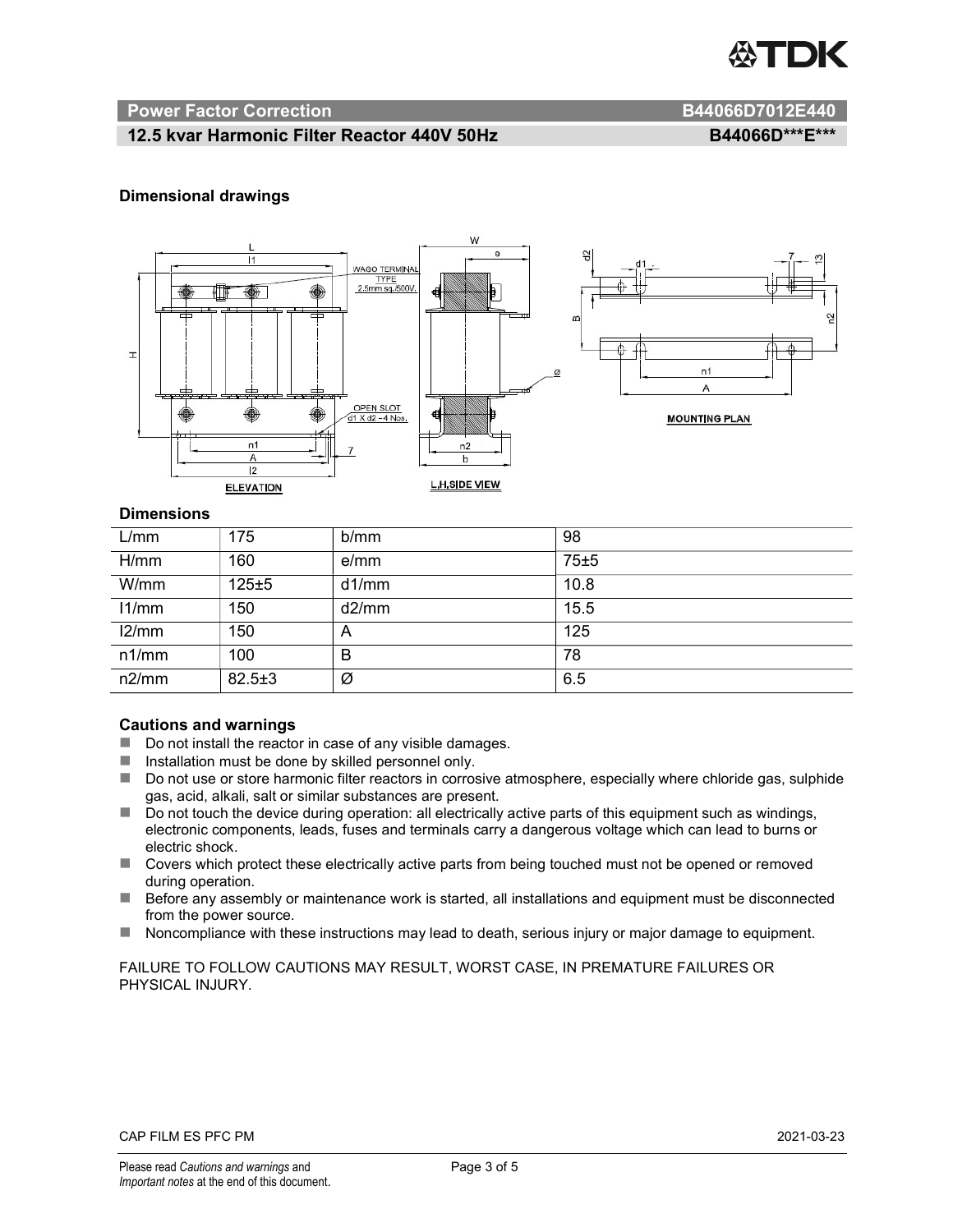## Power Factor Correction B44066D7012E440

### 12.5 kvar Harmonic Filter Reactor 440V 50Hz B44066D***E***

### Dimensional drawings

### Dimensions

| L/mm | 175 | b/mm | 98 |
|---|---|---|---|
| H/mm | 160 | e/mm | 75±5 |
| W/mm | 125±5 | d1/mm | 10.8 |
| l1/mm | 150 | d2/mm | 15.5 |
| l2/mm | 150 | A | 125 |
| n1/mm | 100 | B | 78 |
| n2/mm | 82.5±3 | Ø | 6.5 |

### Cautions and warnings

- Do not install the reactor in case of any visible damages.
- Installation must be done by skilled personnel only.
- Do not use or store harmonic filter reactors in corrosive atmosphere, especially where chloride gas, sulphide gas, acid, alkali, salt or similar substances are present.
- Do not touch the device during operation: all electrically active parts of this equipment such as windings, electronic components, leads, fuses and terminals carry a dangerous voltage which can lead to burns or electric shock.
- Covers which protect these electrically active parts from being touched must not be opened or removed during operation.
- Before any assembly or maintenance work is started, all installations and equipment must be disconnected from the power source.
- Noncompliance with these instructions may lead to death, serious injury or major damage to equipment.

FAILURE TO FOLLOW CAUTIONS MAY RESULT, WORST CASE, IN PREMATURE FAILURES OR PHYSICAL INJURY.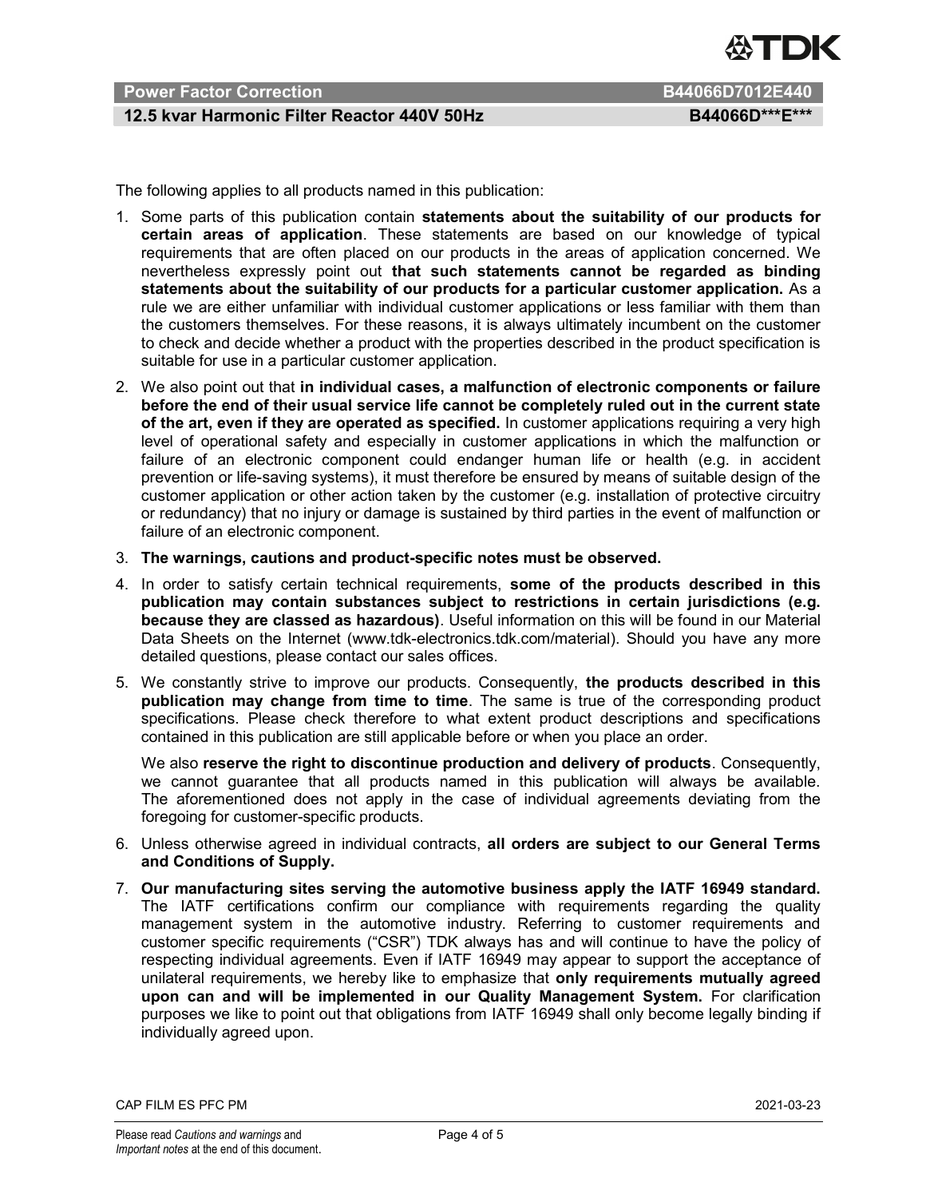The following applies to all products named in this publication:

1. Some parts of this publication contain **statements about the suitability of our products for certain areas of application**. These statements are based on our knowledge of typical requirements that are often placed on our products in the areas of application concerned. We nevertheless expressly point out **that such statements cannot be regarded as binding statements about the suitability of our products for a particular customer application.** As a rule we are either unfamiliar with individual customer applications or less familiar with them than the customers themselves. For these reasons, it is always ultimately incumbent on the customer to check and decide whether a product with the properties described in the product specification is suitable for use in a particular customer application.
2. We also point out that **in individual cases, a malfunction of electronic components or failure before the end of their usual service life cannot be completely ruled out in the current state of the art, even if they are operated as specified.** In customer applications requiring a very high level of operational safety and especially in customer applications in which the malfunction or failure of an electronic component could endanger human life or health (e.g. in accident prevention or life-saving systems), it must therefore be ensured by means of suitable design of the customer application or other action taken by the customer (e.g. installation of protective circuitry or redundancy) that no injury or damage is sustained by third parties in the event of malfunction or failure of an electronic component.
3. **The warnings, cautions and product-specific notes must be observed.**
4. In order to satisfy certain technical requirements, **some of the products described in this publication may contain substances subject to restrictions in certain jurisdictions (e.g. because they are classed as hazardous)**. Useful information on this will be found in our Material Data Sheets on the Internet (www.tdk-electronics.tdk.com/material). Should you have any more detailed questions, please contact our sales offices.
5. We constantly strive to improve our products. Consequently, **the products described in this publication may change from time to time**. The same is true of the corresponding product specifications. Please check therefore to what extent product descriptions and specifications contained in this publication are still applicable before or when you place an order.

   We also **reserve the right to discontinue production and delivery of products**. Consequently, we cannot guarantee that all products named in this publication will always be available. The aforementioned does not apply in the case of individual agreements deviating from the foregoing for customer-specific products.
6. Unless otherwise agreed in individual contracts, **all orders are subject to our General Terms and Conditions of Supply.**
7. **Our manufacturing sites serving the automotive business apply the IATF 16949 standard.** The IATF certifications confirm our compliance with requirements regarding the quality management system in the automotive industry. Referring to customer requirements and customer specific requirements ("CSR") TDK always has and will continue to have the policy of respecting individual agreements. Even if IATF 16949 may appear to support the acceptance of unilateral requirements, we hereby like to emphasize that **only requirements mutually agreed upon can and will be implemented in our Quality Management System.** For clarification purposes we like to point out that obligations from IATF 16949 shall only become legally binding if individually agreed upon.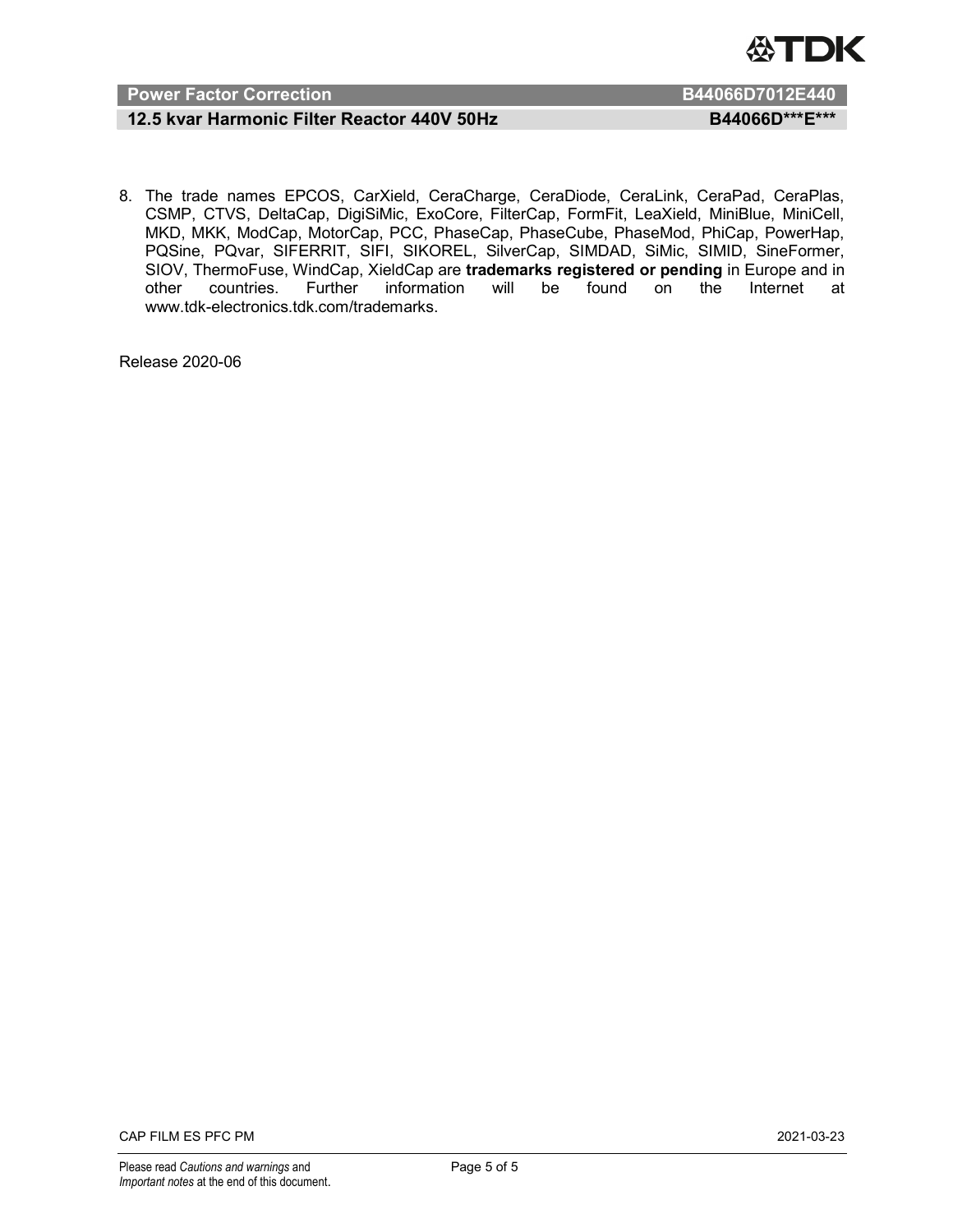8. The trade names EPCOS, CarXield, CeraCharge, CeraDiode, CeraLink, CeraPad, CeraPlas, CSMP, CTVS, DeltaCap, DigiSiMic, ExoCore, FilterCap, FormFit, LeaXield, MiniBlue, MiniCell, MKD, MKK, ModCap, MotorCap, PCC, PhaseCap, PhaseCube, PhaseMod, PhiCap, PowerHap, PQSine, PQvar, SIFERRIT, SIFI, SIKOREL, SilverCap, SIMDAD, SiMic, SIMID, SineFormer, SIOV, ThermoFuse, WindCap, XieldCap are **trademarks registered or pending** in Europe and in other countries. Further information will be found on the Internet at www.tdk-electronics.tdk.com/trademarks.

Release 2020-06